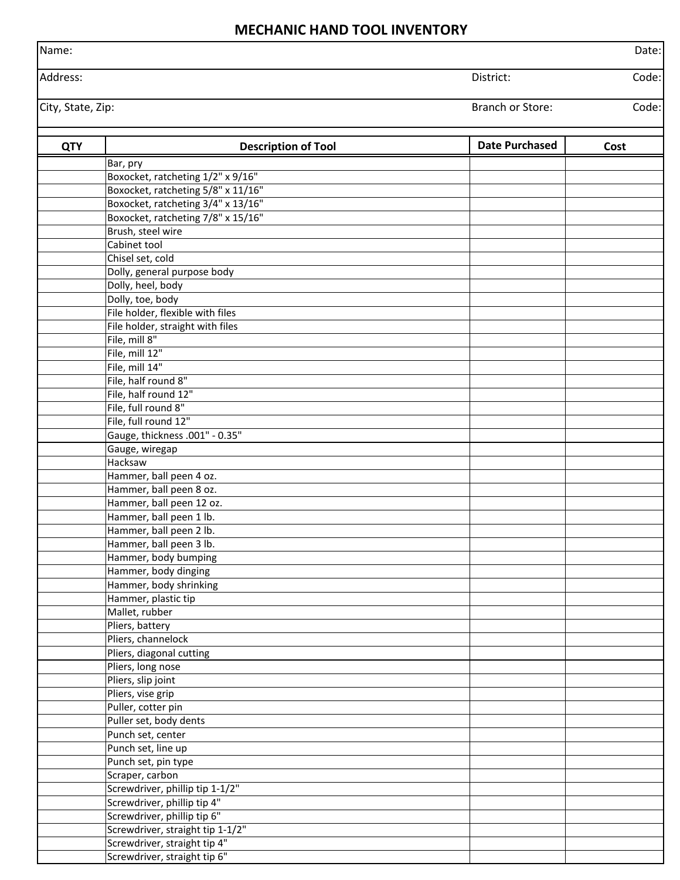# MECHANIC HAND TOOL INVENTORY

| Name: | | Date: |
|---|---|---|
| Address: | District: | Code: |
| City, State, Zip: | Branch or Store: | Code: |

| QTY | Description of Tool | Date Purchased | Cost |
|---|---|---|---|
| | Bar, pry | | |
| | Boxocket, ratcheting 1/2" x 9/16" | | |
| | Boxocket, ratcheting 5/8" x 11/16" | | |
| | Boxocket, ratcheting 3/4" x 13/16" | | |
| | Boxocket, ratcheting 7/8" x 15/16" | | |
| | Brush, steel wire | | |
| | Cabinet tool | | |
| | Chisel set, cold | | |
| | Dolly, general purpose body | | |
| | Dolly, heel, body | | |
| | Dolly, toe, body | | |
| | File holder, flexible with files | | |
| | File holder, straight with files | | |
| | File, mill 8" | | |
| | File, mill 12" | | |
| | File, mill 14" | | |
| | File, half round 8" | | |
| | File, half round 12" | | |
| | File, full round 8" | | |
| | File, full round 12" | | |
| | Gauge, thickness .001" - 0.35" | | |
| | Gauge, wiregap | | |
| | Hacksaw | | |
| | Hammer, ball peen 4 oz. | | |
| | Hammer, ball peen 8 oz. | | |
| | Hammer, ball peen 12 oz. | | |
| | Hammer, ball peen 1 lb. | | |
| | Hammer, ball peen 2 lb. | | |
| | Hammer, ball peen 3 lb. | | |
| | Hammer, body bumping | | |
| | Hammer, body dinging | | |
| | Hammer, body shrinking | | |
| | Hammer, plastic tip | | |
| | Mallet, rubber | | |
| | Pliers, battery | | |
| | Pliers, channelock | | |
| | Pliers, diagonal cutting | | |
| | Pliers, long nose | | |
| | Pliers, slip joint | | |
| | Pliers, vise grip | | |
| | Puller, cotter pin | | |
| | Puller set, body dents | | |
| | Punch set, center | | |
| | Punch set, line up | | |
| | Punch set, pin type | | |
| | Scraper, carbon | | |
| | Screwdriver, phillip tip 1-1/2" | | |
| | Screwdriver, phillip tip 4" | | |
| | Screwdriver, phillip tip 6" | | |
| | Screwdriver, straight tip 1-1/2" | | |
| | Screwdriver, straight tip 4" | | |
| | Screwdriver, straight tip 6" | | |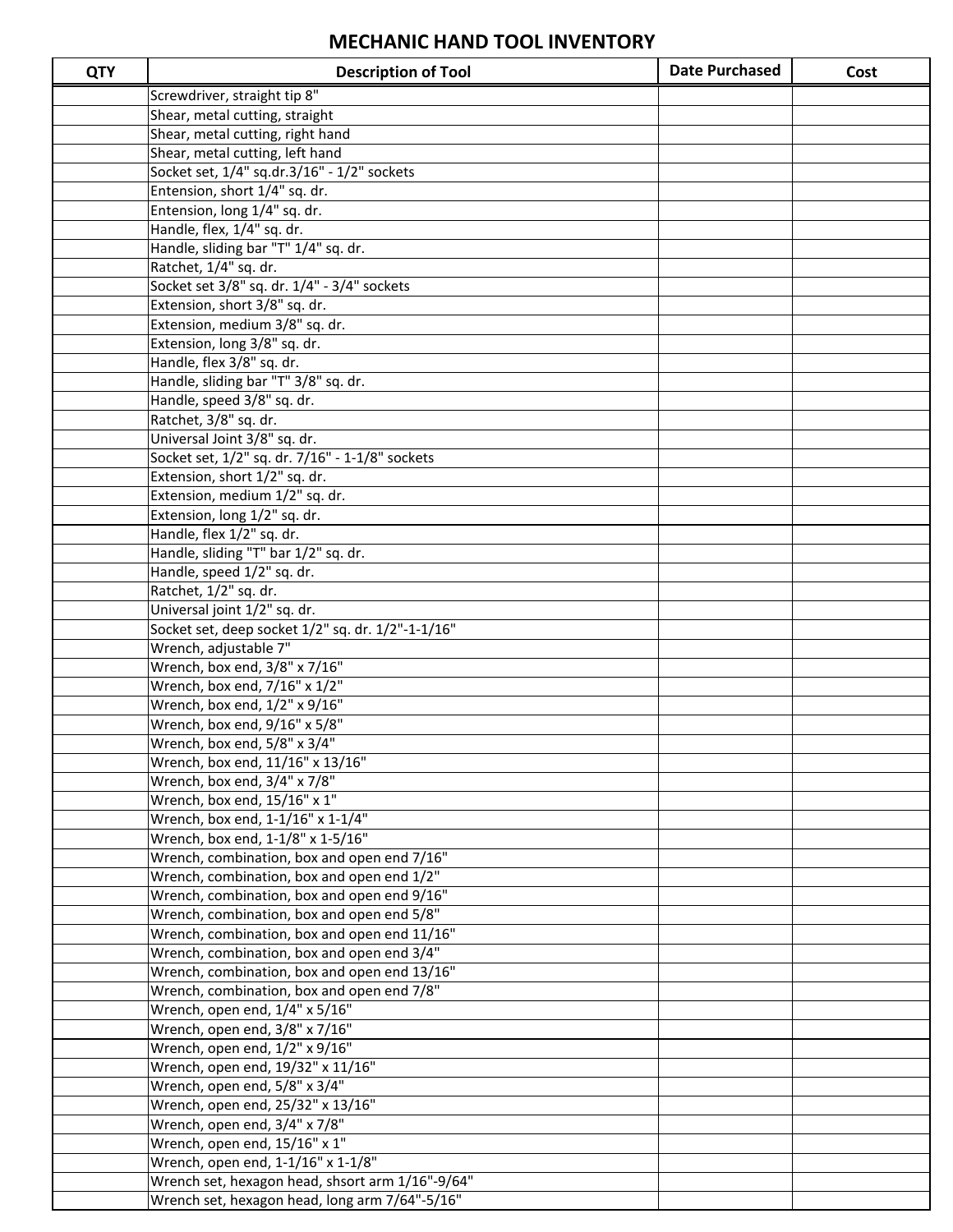# MECHANIC HAND TOOL INVENTORY

| QTY | Description of Tool | Date Purchased | Cost |
|---|---|---|---|
| | Screwdriver, straight tip 8" | | |
| | Shear, metal cutting, straight | | |
| | Shear, metal cutting, right hand | | |
| | Shear, metal cutting, left hand | | |
| | Socket set, 1/4" sq.dr.3/16" - 1/2" sockets | | |
| | Entension, short 1/4" sq. dr. | | |
| | Entension, long 1/4" sq. dr. | | |
| | Handle, flex, 1/4" sq. dr. | | |
| | Handle, sliding bar "T" 1/4" sq. dr. | | |
| | Ratchet, 1/4" sq. dr. | | |
| | Socket set 3/8" sq. dr. 1/4" - 3/4" sockets | | |
| | Extension, short 3/8" sq. dr. | | |
| | Extension, medium 3/8" sq. dr. | | |
| | Extension, long 3/8" sq. dr. | | |
| | Handle, flex 3/8" sq. dr. | | |
| | Handle, sliding bar "T" 3/8" sq. dr. | | |
| | Handle, speed 3/8" sq. dr. | | |
| | Ratchet, 3/8" sq. dr. | | |
| | Universal Joint 3/8" sq. dr. | | |
| | Socket set, 1/2" sq. dr. 7/16" - 1-1/8" sockets | | |
| | Extension, short 1/2" sq. dr. | | |
| | Extension, medium 1/2" sq. dr. | | |
| | Extension, long 1/2" sq. dr. | | |
| | Handle, flex 1/2" sq. dr. | | |
| | Handle, sliding "T" bar 1/2" sq. dr. | | |
| | Handle, speed 1/2" sq. dr. | | |
| | Ratchet, 1/2" sq. dr. | | |
| | Universal joint 1/2" sq. dr. | | |
| | Socket set, deep socket 1/2" sq. dr. 1/2"-1-1/16" | | |
| | Wrench, adjustable 7" | | |
| | Wrench, box end, 3/8" x 7/16" | | |
| | Wrench, box end, 7/16" x 1/2" | | |
| | Wrench, box end, 1/2" x 9/16" | | |
| | Wrench, box end, 9/16" x 5/8" | | |
| | Wrench, box end, 5/8" x 3/4" | | |
| | Wrench, box end, 11/16" x 13/16" | | |
| | Wrench, box end, 3/4" x 7/8" | | |
| | Wrench, box end, 15/16" x 1" | | |
| | Wrench, box end, 1-1/16" x 1-1/4" | | |
| | Wrench, box end, 1-1/8" x 1-5/16" | | |
| | Wrench, combination, box and open end 7/16" | | |
| | Wrench, combination, box and open end 1/2" | | |
| | Wrench, combination, box and open end 9/16" | | |
| | Wrench, combination, box and open end 5/8" | | |
| | Wrench, combination, box and open end 11/16" | | |
| | Wrench, combination, box and open end 3/4" | | |
| | Wrench, combination, box and open end 13/16" | | |
| | Wrench, combination, box and open end 7/8" | | |
| | Wrench, open end, 1/4" x 5/16" | | |
| | Wrench, open end, 3/8" x 7/16" | | |
| | Wrench, open end, 1/2" x 9/16" | | |
| | Wrench, open end, 19/32" x 11/16" | | |
| | Wrench, open end, 5/8" x 3/4" | | |
| | Wrench, open end, 25/32" x 13/16" | | |
| | Wrench, open end, 3/4" x 7/8" | | |
| | Wrench, open end, 15/16" x 1" | | |
| | Wrench, open end, 1-1/16" x 1-1/8" | | |
| | Wrench set, hexagon head, shsort arm 1/16"-9/64" | | |
| | Wrench set, hexagon head, long arm 7/64"-5/16" | | |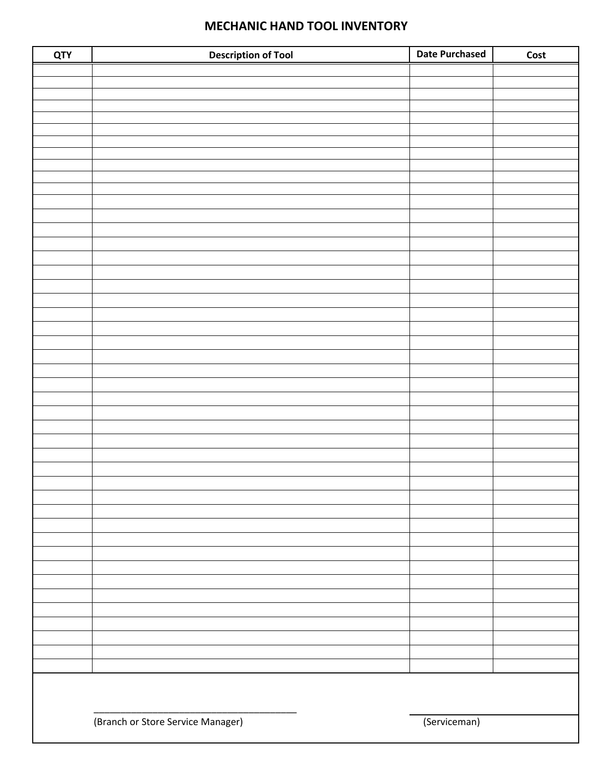# MECHANIC HAND TOOL INVENTORY

| QTY | Description of Tool | Date Purchased | Cost |
|---|---|---|---|
| | | | |
| | | | |
| | | | |
| | | | |
| | | | |
| | | | |
| | | | |
| | | | |
| | | | |
| | | | |
| | | | |
| | | | |
| | | | |
| | | | |
| | | | |
| | | | |
| | | | |
| | | | |
| | | | |
| | | | |
| | | | |
| | | | |
| | | | |
| | | | |
| | | | |
| | | | |
| | | | |
| | | | |
| | | | |
| | | | |
| | | | |
| | | | |
| | | | |
| | | | |
| | | | |
| | | | |
| | | | |
| | | | |
| | | | |
| | | | |
| | | | |
| | | | |
| | | | |
| | | | |

_______________________________________
(Branch or Store Service Manager)

_______________________________________
(Serviceman)